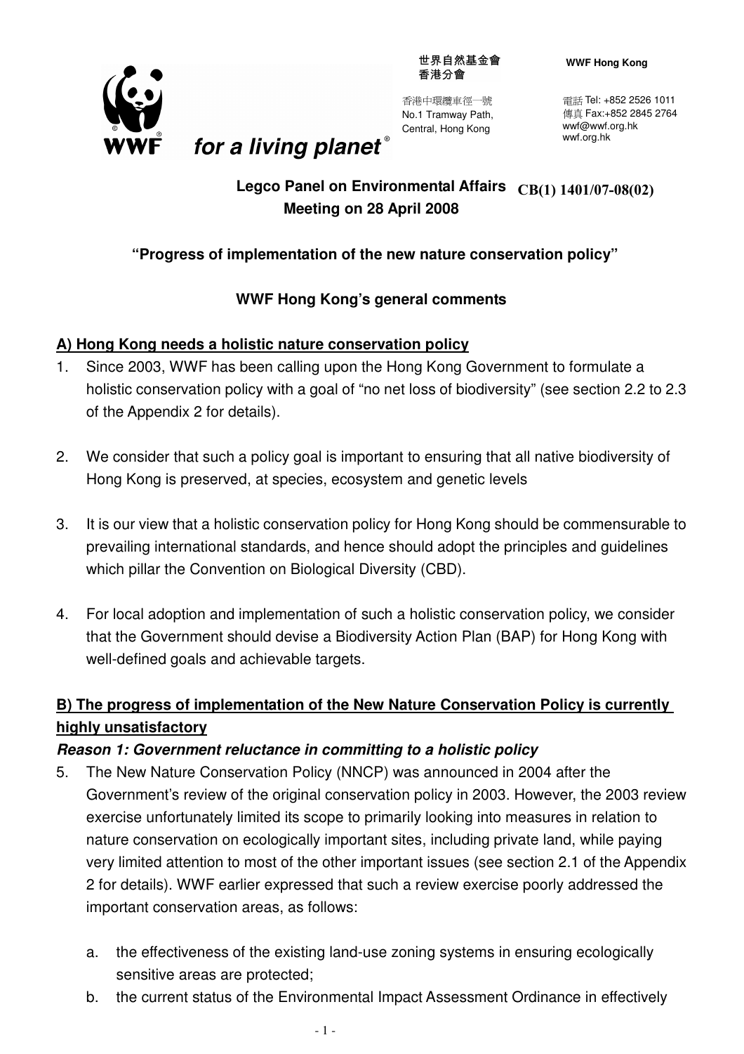世界自然基金會
香港分會

**WWF Hong Kong**

香港中環纜車徑一號
No.1 Tramway Path,
Central, Hong Kong

電話 Tel: +852 2526 1011
傳真 Fax:+852 2845 2764
wwf@wwf.org.hk
wwf.org.hk

*for a living planet®*

**Legco Panel on Environmental Affairs** **CB(1) 1401/07-08(02)**
**Meeting on 28 April 2008**

## "Progress of implementation of the new nature conservation policy"

### WWF Hong Kong's general comments

**A) Hong Kong needs a holistic nature conservation policy**

1. Since 2003, WWF has been calling upon the Hong Kong Government to formulate a holistic conservation policy with a goal of "no net loss of biodiversity" (see section 2.2 to 2.3 of the Appendix 2 for details).

2. We consider that such a policy goal is important to ensuring that all native biodiversity of Hong Kong is preserved, at species, ecosystem and genetic levels

3. It is our view that a holistic conservation policy for Hong Kong should be commensurable to prevailing international standards, and hence should adopt the principles and guidelines which pillar the Convention on Biological Diversity (CBD).

4. For local adoption and implementation of such a holistic conservation policy, we consider that the Government should devise a Biodiversity Action Plan (BAP) for Hong Kong with well-defined goals and achievable targets.

**B) The progress of implementation of the New Nature Conservation Policy is currently highly unsatisfactory**

***Reason 1: Government reluctance in committing to a holistic policy***

5. The New Nature Conservation Policy (NNCP) was announced in 2004 after the Government's review of the original conservation policy in 2003. However, the 2003 review exercise unfortunately limited its scope to primarily looking into measures in relation to nature conservation on ecologically important sites, including private land, while paying very limited attention to most of the other important issues (see section 2.1 of the Appendix 2 for details). WWF earlier expressed that such a review exercise poorly addressed the important conservation areas, as follows:

   a. the effectiveness of the existing land-use zoning systems in ensuring ecologically sensitive areas are protected;
   b. the current status of the Environmental Impact Assessment Ordinance in effectively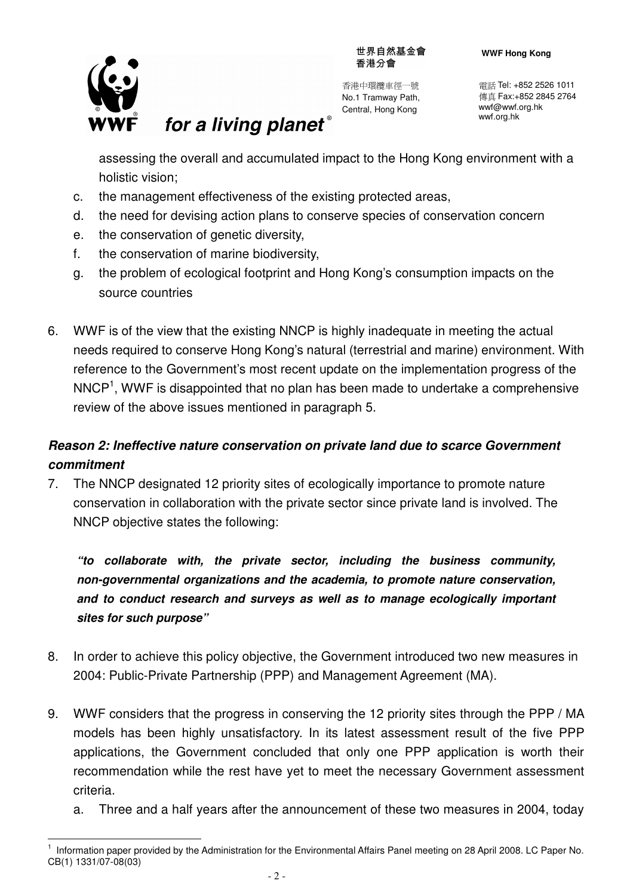assessing the overall and accumulated impact to the Hong Kong environment with a holistic vision;

c. the management effectiveness of the existing protected areas,

d. the need for devising action plans to conserve species of conservation concern

e. the conservation of genetic diversity,

f. the conservation of marine biodiversity,

g. the problem of ecological footprint and Hong Kong's consumption impacts on the source countries

6. WWF is of the view that the existing NNCP is highly inadequate in meeting the actual needs required to conserve Hong Kong's natural (terrestrial and marine) environment. With reference to the Government's most recent update on the implementation progress of the NNCP[1], WWF is disappointed that no plan has been made to undertake a comprehensive review of the above issues mentioned in paragraph 5.

### *Reason 2: Ineffective nature conservation on private land due to scarce Government commitment*

7. The NNCP designated 12 priority sites of ecologically importance to promote nature conservation in collaboration with the private sector since private land is involved. The NNCP objective states the following:

    ***"to collaborate with, the private sector, including the business community, non-governmental organizations and the academia, to promote nature conservation, and to conduct research and surveys as well as to manage ecologically important sites for such purpose"***

8. In order to achieve this policy objective, the Government introduced two new measures in 2004: Public-Private Partnership (PPP) and Management Agreement (MA).

9. WWF considers that the progress in conserving the 12 priority sites through the PPP / MA models has been highly unsatisfactory. In its latest assessment result of the five PPP applications, the Government concluded that only one PPP application is worth their recommendation while the rest have yet to meet the necessary Government assessment criteria.

    a. Three and a half years after the announcement of these two measures in 2004, today

---

[1] Information paper provided by the Administration for the Environmental Affairs Panel meeting on 28 April 2008. LC Paper No. CB(1) 1331/07-08(03)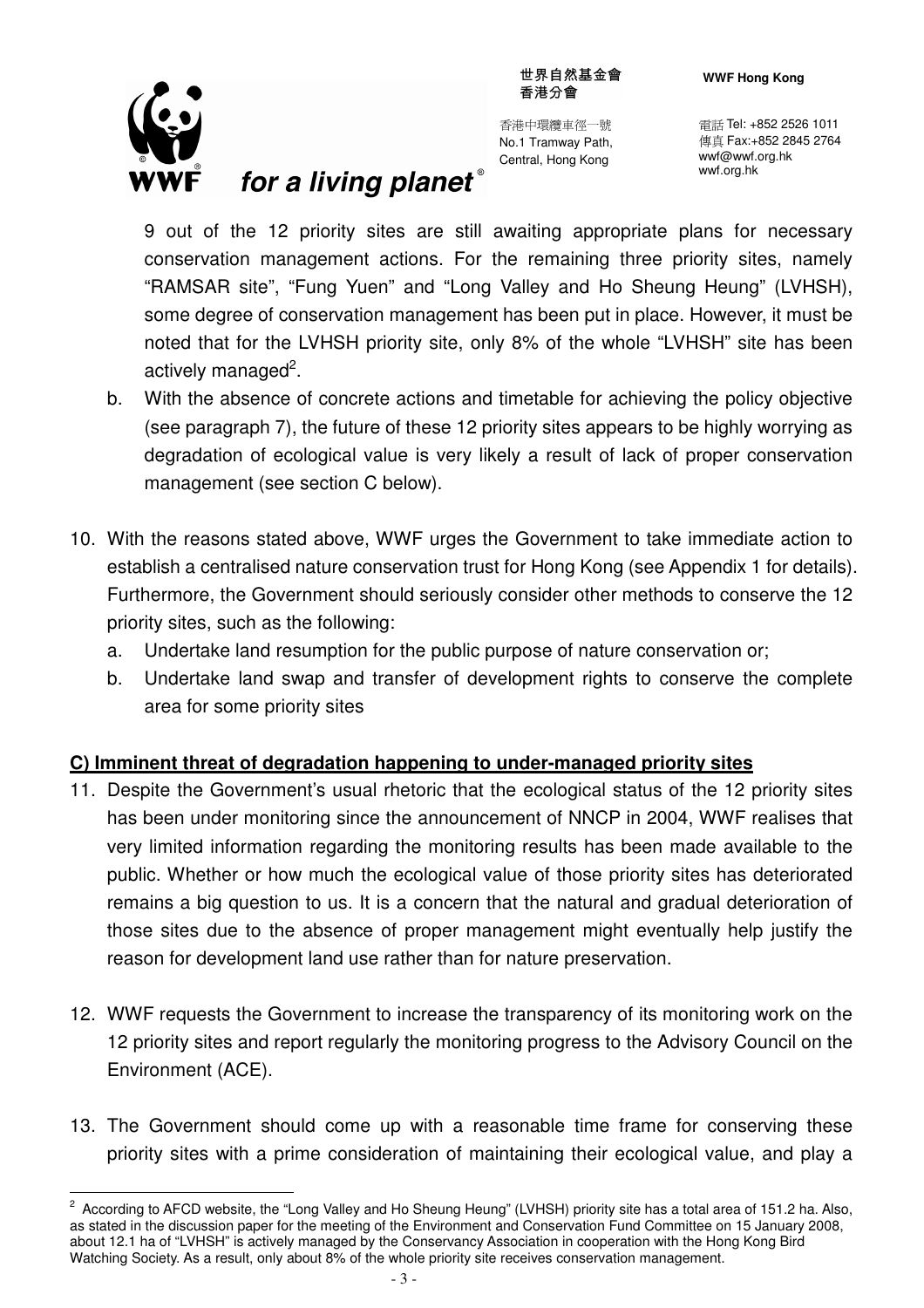9 out of the 12 priority sites are still awaiting appropriate plans for necessary conservation management actions. For the remaining three priority sites, namely "RAMSAR site", "Fung Yuen" and "Long Valley and Ho Sheung Heung" (LVHSH), some degree of conservation management has been put in place. However, it must be noted that for the LVHSH priority site, only 8% of the whole "LVHSH" site has been actively managed[2].

b. With the absence of concrete actions and timetable for achieving the policy objective (see paragraph 7), the future of these 12 priority sites appears to be highly worrying as degradation of ecological value is very likely a result of lack of proper conservation management (see section C below).

10. With the reasons stated above, WWF urges the Government to take immediate action to establish a centralised nature conservation trust for Hong Kong (see Appendix 1 for details). Furthermore, the Government should seriously consider other methods to conserve the 12 priority sites, such as the following:
    a. Undertake land resumption for the public purpose of nature conservation or;
    b. Undertake land swap and transfer of development rights to conserve the complete area for some priority sites

**C) Imminent threat of degradation happening to under-managed priority sites**

11. Despite the Government's usual rhetoric that the ecological status of the 12 priority sites has been under monitoring since the announcement of NNCP in 2004, WWF realises that very limited information regarding the monitoring results has been made available to the public. Whether or how much the ecological value of those priority sites has deteriorated remains a big question to us. It is a concern that the natural and gradual deterioration of those sites due to the absence of proper management might eventually help justify the reason for development land use rather than for nature preservation.

12. WWF requests the Government to increase the transparency of its monitoring work on the 12 priority sites and report regularly the monitoring progress to the Advisory Council on the Environment (ACE).

13. The Government should come up with a reasonable time frame for conserving these priority sites with a prime consideration of maintaining their ecological value, and play a

---

[2] According to AFCD website, the "Long Valley and Ho Sheung Heung" (LVHSH) priority site has a total area of 151.2 ha. Also, as stated in the discussion paper for the meeting of the Environment and Conservation Fund Committee on 15 January 2008, about 12.1 ha of "LVHSH" is actively managed by the Conservancy Association in cooperation with the Hong Kong Bird Watching Society. As a result, only about 8% of the whole priority site receives conservation management.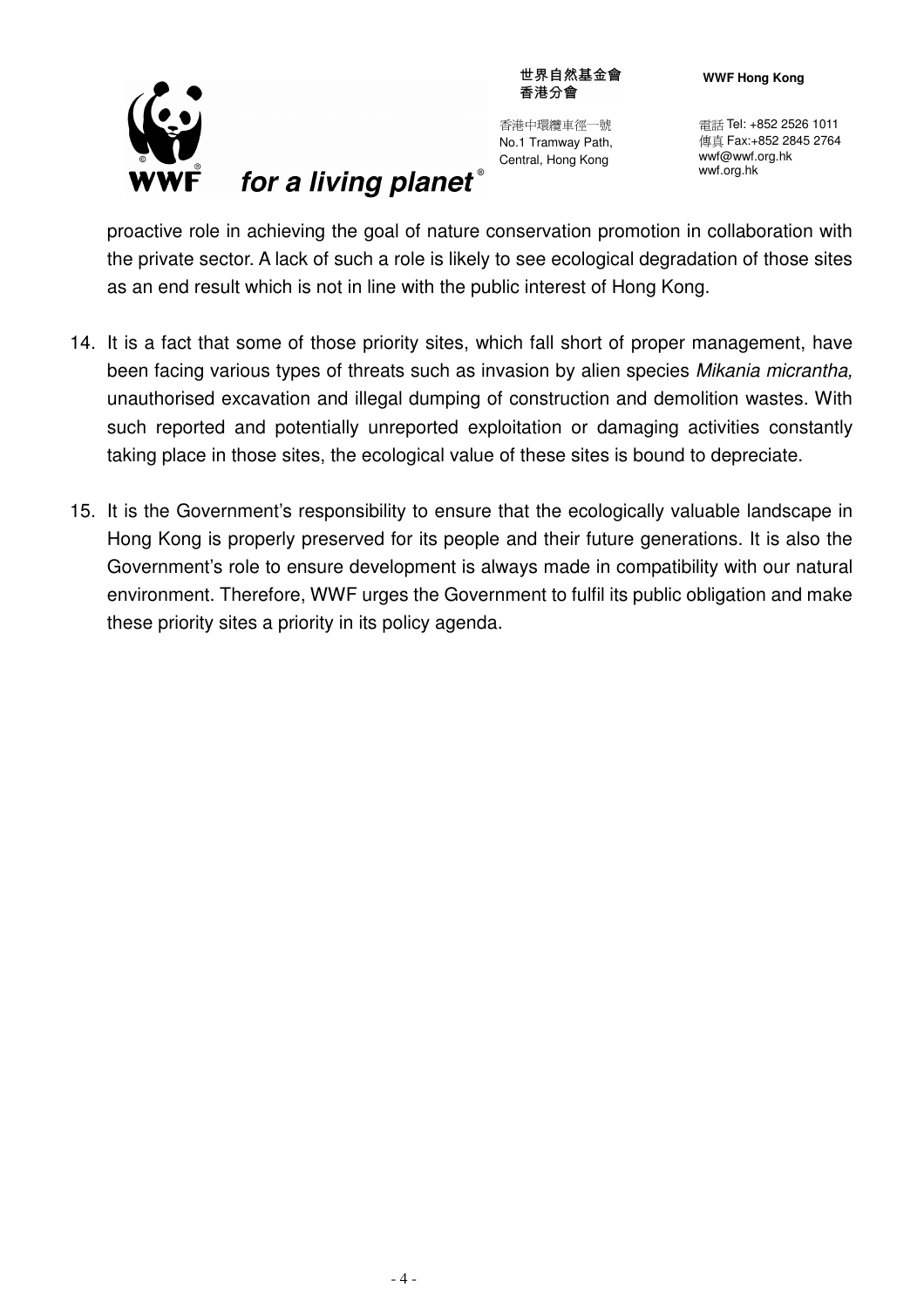proactive role in achieving the goal of nature conservation promotion in collaboration with the private sector. A lack of such a role is likely to see ecological degradation of those sites as an end result which is not in line with the public interest of Hong Kong.

14. It is a fact that some of those priority sites, which fall short of proper management, have been facing various types of threats such as invasion by alien species *Mikania micrantha,* unauthorised excavation and illegal dumping of construction and demolition wastes. With such reported and potentially unreported exploitation or damaging activities constantly taking place in those sites, the ecological value of these sites is bound to depreciate.

15. It is the Government's responsibility to ensure that the ecologically valuable landscape in Hong Kong is properly preserved for its people and their future generations. It is also the Government's role to ensure development is always made in compatibility with our natural environment. Therefore, WWF urges the Government to fulfil its public obligation and make these priority sites a priority in its policy agenda.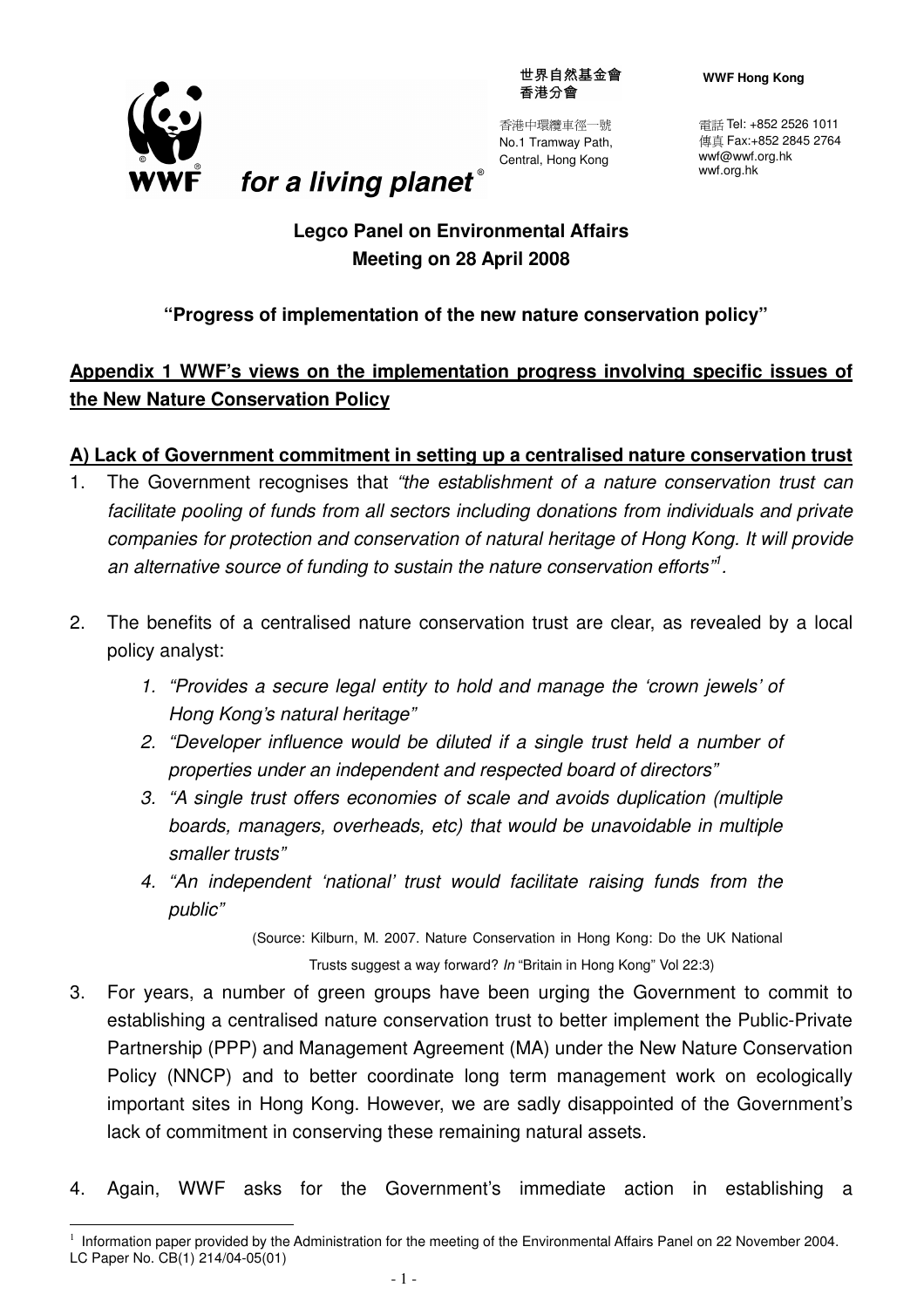世界自然基金會
香港分會

香港中環纜車徑一號
No.1 Tramway Path,
Central, Hong Kong

**WWF Hong Kong**

電話 Tel: +852 2526 1011
傳真 Fax:+852 2845 2764
wwf@wwf.org.hk
wwf.org.hk

*for a living planet*®

**Legco Panel on Environmental Affairs**
**Meeting on 28 April 2008**

**"Progress of implementation of the new nature conservation policy"**

## Appendix 1 WWF's views on the implementation progress involving specific issues of the New Nature Conservation Policy

### A) Lack of Government commitment in setting up a centralised nature conservation trust

1. The Government recognises that *"the establishment of a nature conservation trust can facilitate pooling of funds from all sectors including donations from individuals and private companies for protection and conservation of natural heritage of Hong Kong. It will provide an alternative source of funding to sustain the nature conservation efforts"*[1].

2. The benefits of a centralised nature conservation trust are clear, as revealed by a local policy analyst:
   1. *"Provides a secure legal entity to hold and manage the 'crown jewels' of Hong Kong's natural heritage"*
   2. *"Developer influence would be diluted if a single trust held a number of properties under an independent and respected board of directors"*
   3. *"A single trust offers economies of scale and avoids duplication (multiple boards, managers, overheads, etc) that would be unavoidable in multiple smaller trusts"*
   4. *"An independent 'national' trust would facilitate raising funds from the public"*

   (Source: Kilburn, M. 2007. Nature Conservation in Hong Kong: Do the UK National Trusts suggest a way forward? *In* "Britain in Hong Kong" Vol 22:3)

3. For years, a number of green groups have been urging the Government to commit to establishing a centralised nature conservation trust to better implement the Public-Private Partnership (PPP) and Management Agreement (MA) under the New Nature Conservation Policy (NNCP) and to better coordinate long term management work on ecologically important sites in Hong Kong. However, we are sadly disappointed of the Government's lack of commitment in conserving these remaining natural assets.

4. Again, WWF asks for the Government's immediate action in establishing a

---

[1] Information paper provided by the Administration for the meeting of the Environmental Affairs Panel on 22 November 2004. LC Paper No. CB(1) 214/04-05(01)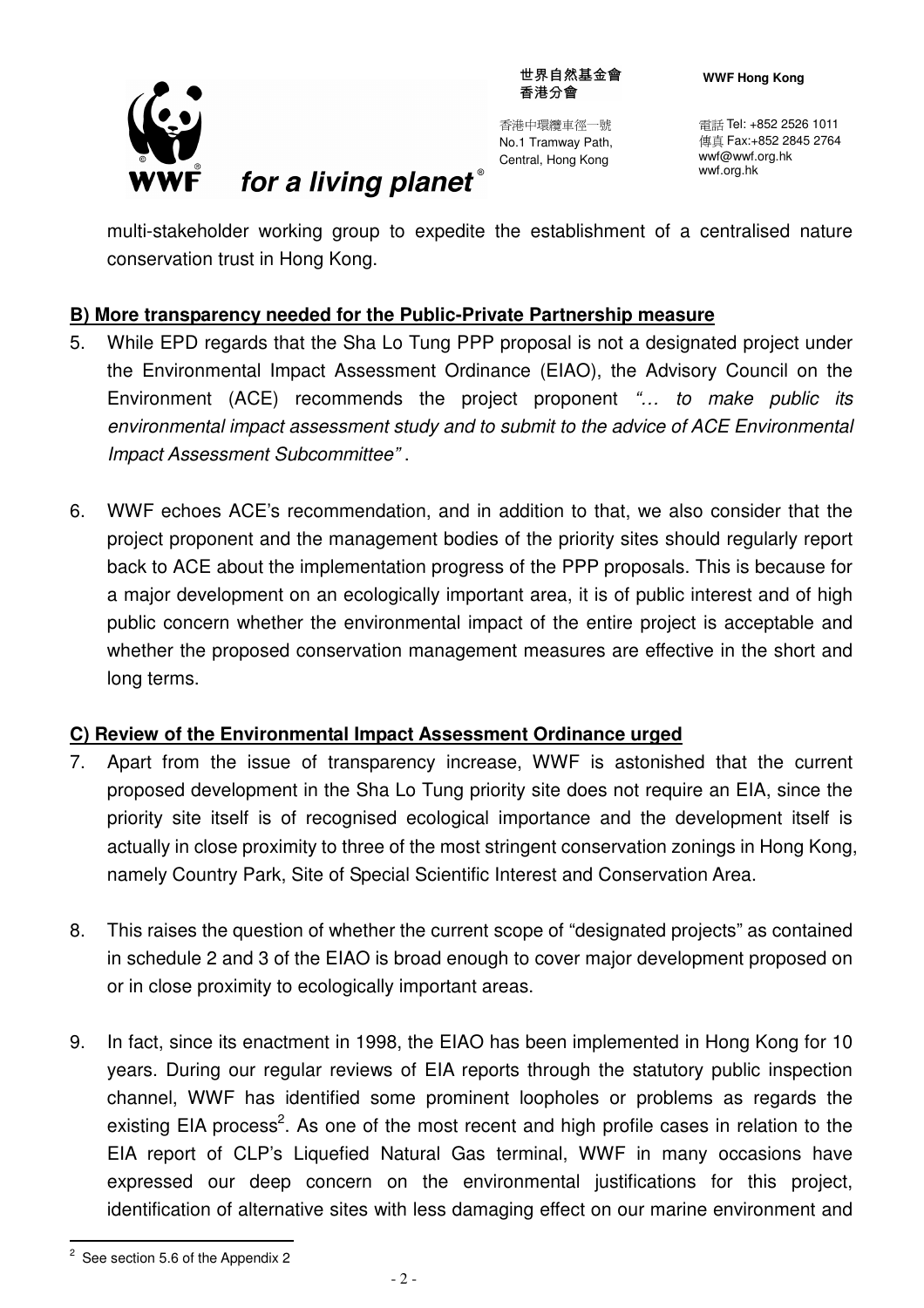multi-stakeholder working group to expedite the establishment of a centralised nature conservation trust in Hong Kong.

**B) More transparency needed for the Public-Private Partnership measure**

5. While EPD regards that the Sha Lo Tung PPP proposal is not a designated project under the Environmental Impact Assessment Ordinance (EIAO), the Advisory Council on the Environment (ACE) recommends the project proponent *"… to make public its environmental impact assessment study and to submit to the advice of ACE Environmental Impact Assessment Subcommittee"* .

6. WWF echoes ACE's recommendation, and in addition to that, we also consider that the project proponent and the management bodies of the priority sites should regularly report back to ACE about the implementation progress of the PPP proposals. This is because for a major development on an ecologically important area, it is of public interest and of high public concern whether the environmental impact of the entire project is acceptable and whether the proposed conservation management measures are effective in the short and long terms.

**C) Review of the Environmental Impact Assessment Ordinance urged**

7. Apart from the issue of transparency increase, WWF is astonished that the current proposed development in the Sha Lo Tung priority site does not require an EIA, since the priority site itself is of recognised ecological importance and the development itself is actually in close proximity to three of the most stringent conservation zonings in Hong Kong, namely Country Park, Site of Special Scientific Interest and Conservation Area.

8. This raises the question of whether the current scope of "designated projects" as contained in schedule 2 and 3 of the EIAO is broad enough to cover major development proposed on or in close proximity to ecologically important areas.

9. In fact, since its enactment in 1998, the EIAO has been implemented in Hong Kong for 10 years. During our regular reviews of EIA reports through the statutory public inspection channel, WWF has identified some prominent loopholes or problems as regards the existing EIA process[2]. As one of the most recent and high profile cases in relation to the EIA report of CLP's Liquefied Natural Gas terminal, WWF in many occasions have expressed our deep concern on the environmental justifications for this project, identification of alternative sites with less damaging effect on our marine environment and

[2] See section 5.6 of the Appendix 2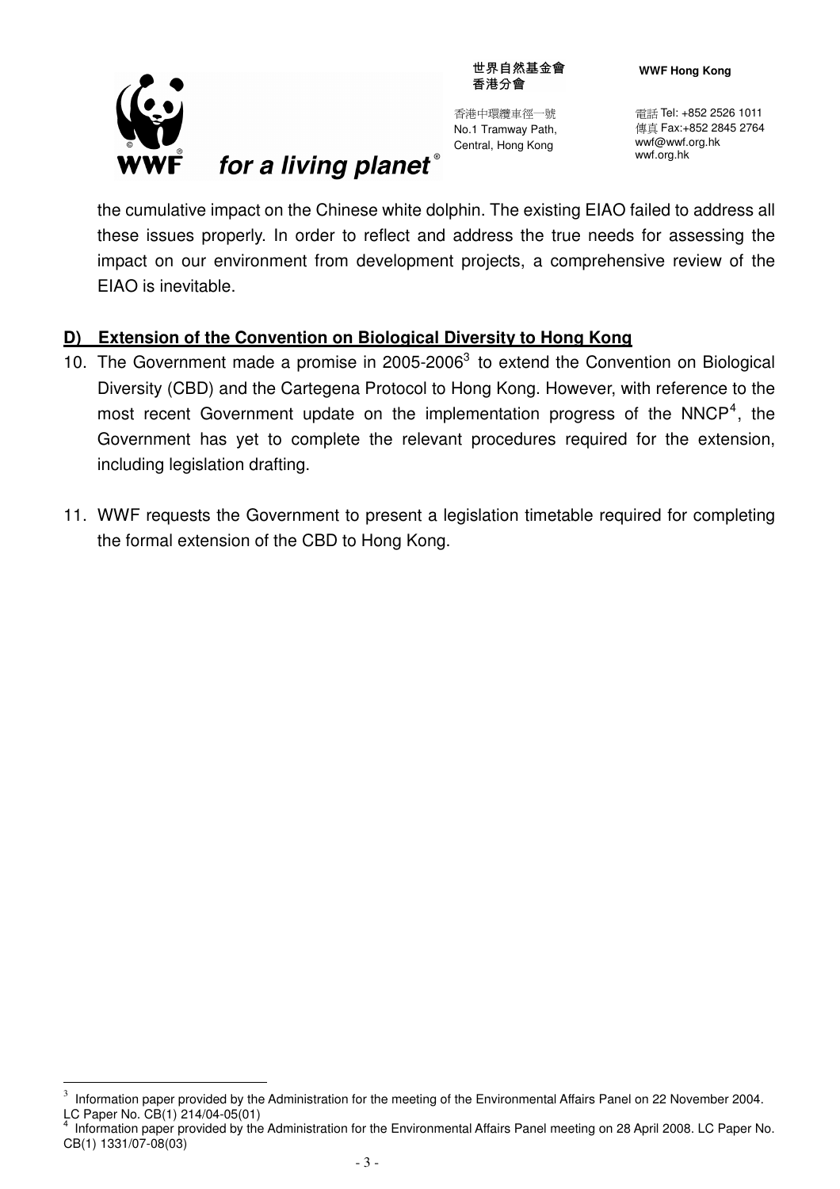the cumulative impact on the Chinese white dolphin. The existing EIAO failed to address all these issues properly. In order to reflect and address the true needs for assessing the impact on our environment from development projects, a comprehensive review of the EIAO is inevitable.

## D) Extension of the Convention on Biological Diversity to Hong Kong

10. The Government made a promise in 2005-2006[3] to extend the Convention on Biological Diversity (CBD) and the Cartegena Protocol to Hong Kong. However, with reference to the most recent Government update on the implementation progress of the NNCP[4], the Government has yet to complete the relevant procedures required for the extension, including legislation drafting.

11. WWF requests the Government to present a legislation timetable required for completing the formal extension of the CBD to Hong Kong.

---

[3] Information paper provided by the Administration for the meeting of the Environmental Affairs Panel on 22 November 2004. LC Paper No. CB(1) 214/04-05(01)

[4] Information paper provided by the Administration for the Environmental Affairs Panel meeting on 28 April 2008. LC Paper No. CB(1) 1331/07-08(03)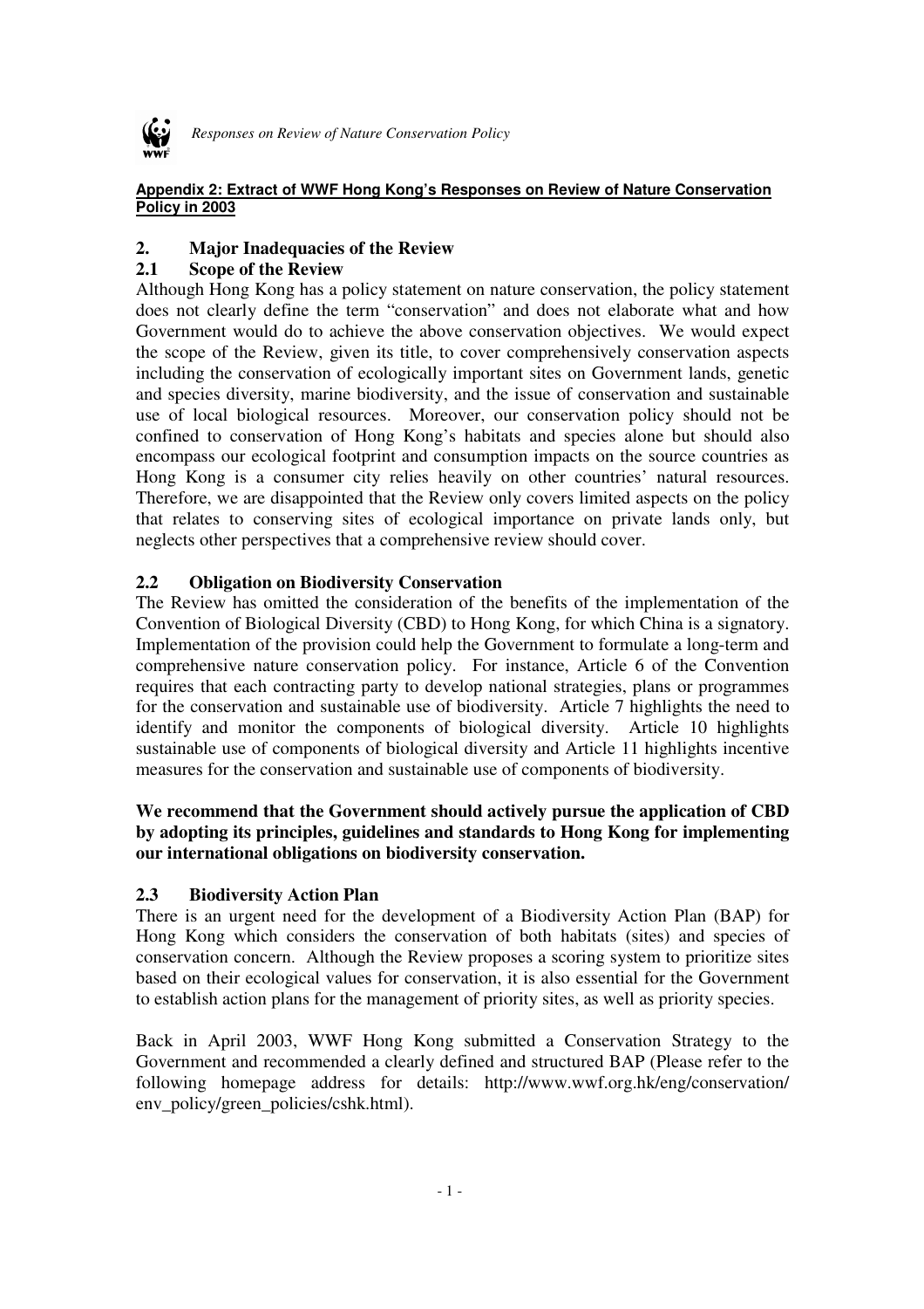**Appendix 2: Extract of WWF Hong Kong's Responses on Review of Nature Conservation Policy in 2003**

## 2. Major Inadequacies of the Review

### 2.1 Scope of the Review

Although Hong Kong has a policy statement on nature conservation, the policy statement does not clearly define the term "conservation" and does not elaborate what and how Government would do to achieve the above conservation objectives. We would expect the scope of the Review, given its title, to cover comprehensively conservation aspects including the conservation of ecologically important sites on Government lands, genetic and species diversity, marine biodiversity, and the issue of conservation and sustainable use of local biological resources. Moreover, our conservation policy should not be confined to conservation of Hong Kong's habitats and species alone but should also encompass our ecological footprint and consumption impacts on the source countries as Hong Kong is a consumer city relies heavily on other countries' natural resources. Therefore, we are disappointed that the Review only covers limited aspects on the policy that relates to conserving sites of ecological importance on private lands only, but neglects other perspectives that a comprehensive review should cover.

### 2.2 Obligation on Biodiversity Conservation

The Review has omitted the consideration of the benefits of the implementation of the Convention of Biological Diversity (CBD) to Hong Kong, for which China is a signatory. Implementation of the provision could help the Government to formulate a long-term and comprehensive nature conservation policy. For instance, Article 6 of the Convention requires that each contracting party to develop national strategies, plans or programmes for the conservation and sustainable use of biodiversity. Article 7 highlights the need to identify and monitor the components of biological diversity. Article 10 highlights sustainable use of components of biological diversity and Article 11 highlights incentive measures for the conservation and sustainable use of components of biodiversity.

**We recommend that the Government should actively pursue the application of CBD by adopting its principles, guidelines and standards to Hong Kong for implementing our international obligations on biodiversity conservation.**

### 2.3 Biodiversity Action Plan

There is an urgent need for the development of a Biodiversity Action Plan (BAP) for Hong Kong which considers the conservation of both habitats (sites) and species of conservation concern. Although the Review proposes a scoring system to prioritize sites based on their ecological values for conservation, it is also essential for the Government to establish action plans for the management of priority sites, as well as priority species.

Back in April 2003, WWF Hong Kong submitted a Conservation Strategy to the Government and recommended a clearly defined and structured BAP (Please refer to the following homepage address for details: http://www.wwf.org.hk/eng/conservation/env_policy/green_policies/cshk.html).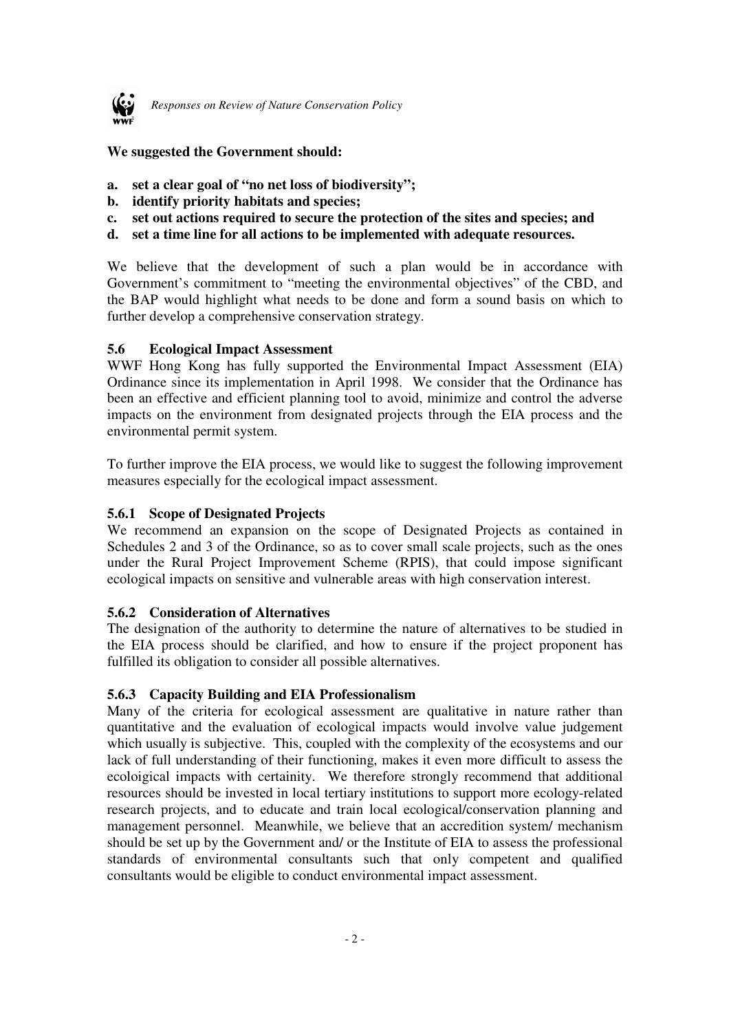**We suggested the Government should:**

**a. set a clear goal of "no net loss of biodiversity";**
**b. identify priority habitats and species;**
**c. set out actions required to secure the protection of the sites and species; and**
**d. set a time line for all actions to be implemented with adequate resources.**

We believe that the development of such a plan would be in accordance with Government's commitment to "meeting the environmental objectives" of the CBD, and the BAP would highlight what needs to be done and form a sound basis on which to further develop a comprehensive conservation strategy.

### 5.6 Ecological Impact Assessment

WWF Hong Kong has fully supported the Environmental Impact Assessment (EIA) Ordinance since its implementation in April 1998. We consider that the Ordinance has been an effective and efficient planning tool to avoid, minimize and control the adverse impacts on the environment from designated projects through the EIA process and the environmental permit system.

To further improve the EIA process, we would like to suggest the following improvement measures especially for the ecological impact assessment.

#### 5.6.1 Scope of Designated Projects

We recommend an expansion on the scope of Designated Projects as contained in Schedules 2 and 3 of the Ordinance, so as to cover small scale projects, such as the ones under the Rural Project Improvement Scheme (RPIS), that could impose significant ecological impacts on sensitive and vulnerable areas with high conservation interest.

#### 5.6.2 Consideration of Alternatives

The designation of the authority to determine the nature of alternatives to be studied in the EIA process should be clarified, and how to ensure if the project proponent has fulfilled its obligation to consider all possible alternatives.

#### 5.6.3 Capacity Building and EIA Professionalism

Many of the criteria for ecological assessment are qualitative in nature rather than quantitative and the evaluation of ecological impacts would involve value judgement which usually is subjective. This, coupled with the complexity of the ecosystems and our lack of full understanding of their functioning, makes it even more difficult to assess the ecoloigical impacts with certainity. We therefore strongly recommend that additional resources should be invested in local tertiary institutions to support more ecology-related research projects, and to educate and train local ecological/conservation planning and management personnel. Meanwhile, we believe that an accredition system/ mechanism should be set up by the Government and/ or the Institute of EIA to assess the professional standards of environmental consultants such that only competent and qualified consultants would be eligible to conduct environmental impact assessment.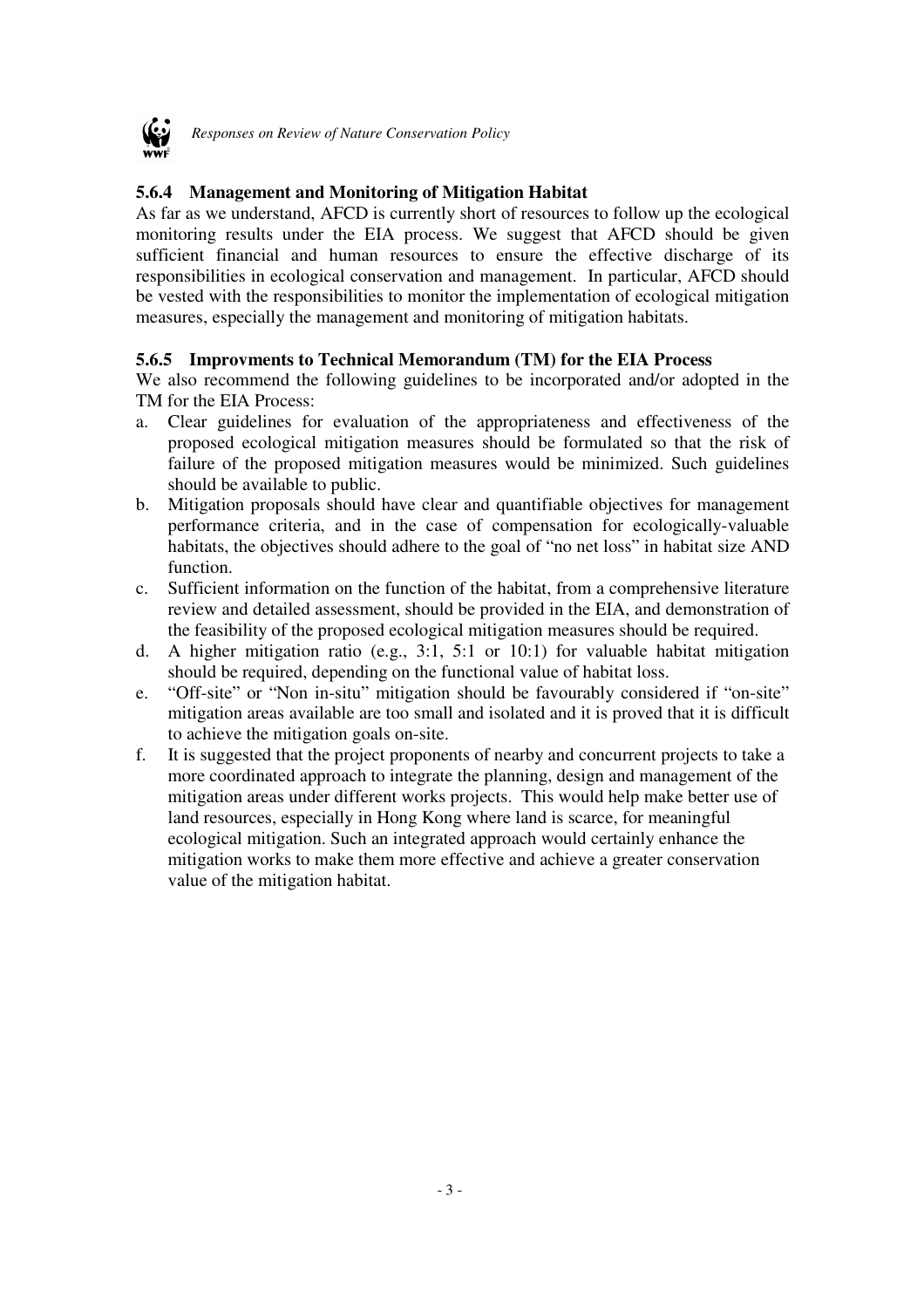### 5.6.4 Management and Monitoring of Mitigation Habitat

As far as we understand, AFCD is currently short of resources to follow up the ecological monitoring results under the EIA process. We suggest that AFCD should be given sufficient financial and human resources to ensure the effective discharge of its responsibilities in ecological conservation and management. In particular, AFCD should be vested with the responsibilities to monitor the implementation of ecological mitigation measures, especially the management and monitoring of mitigation habitats.

### 5.6.5 Improvments to Technical Memorandum (TM) for the EIA Process

We also recommend the following guidelines to be incorporated and/or adopted in the TM for the EIA Process:

a. Clear guidelines for evaluation of the appropriateness and effectiveness of the proposed ecological mitigation measures should be formulated so that the risk of failure of the proposed mitigation measures would be minimized. Such guidelines should be available to public.

b. Mitigation proposals should have clear and quantifiable objectives for management performance criteria, and in the case of compensation for ecologically-valuable habitats, the objectives should adhere to the goal of "no net loss" in habitat size AND function.

c. Sufficient information on the function of the habitat, from a comprehensive literature review and detailed assessment, should be provided in the EIA, and demonstration of the feasibility of the proposed ecological mitigation measures should be required.

d. A higher mitigation ratio (e.g., 3:1, 5:1 or 10:1) for valuable habitat mitigation should be required, depending on the functional value of habitat loss.

e. "Off-site" or "Non in-situ" mitigation should be favourably considered if "on-site" mitigation areas available are too small and isolated and it is proved that it is difficult to achieve the mitigation goals on-site.

f. It is suggested that the project proponents of nearby and concurrent projects to take a more coordinated approach to integrate the planning, design and management of the mitigation areas under different works projects. This would help make better use of land resources, especially in Hong Kong where land is scarce, for meaningful ecological mitigation. Such an integrated approach would certainly enhance the mitigation works to make them more effective and achieve a greater conservation value of the mitigation habitat.